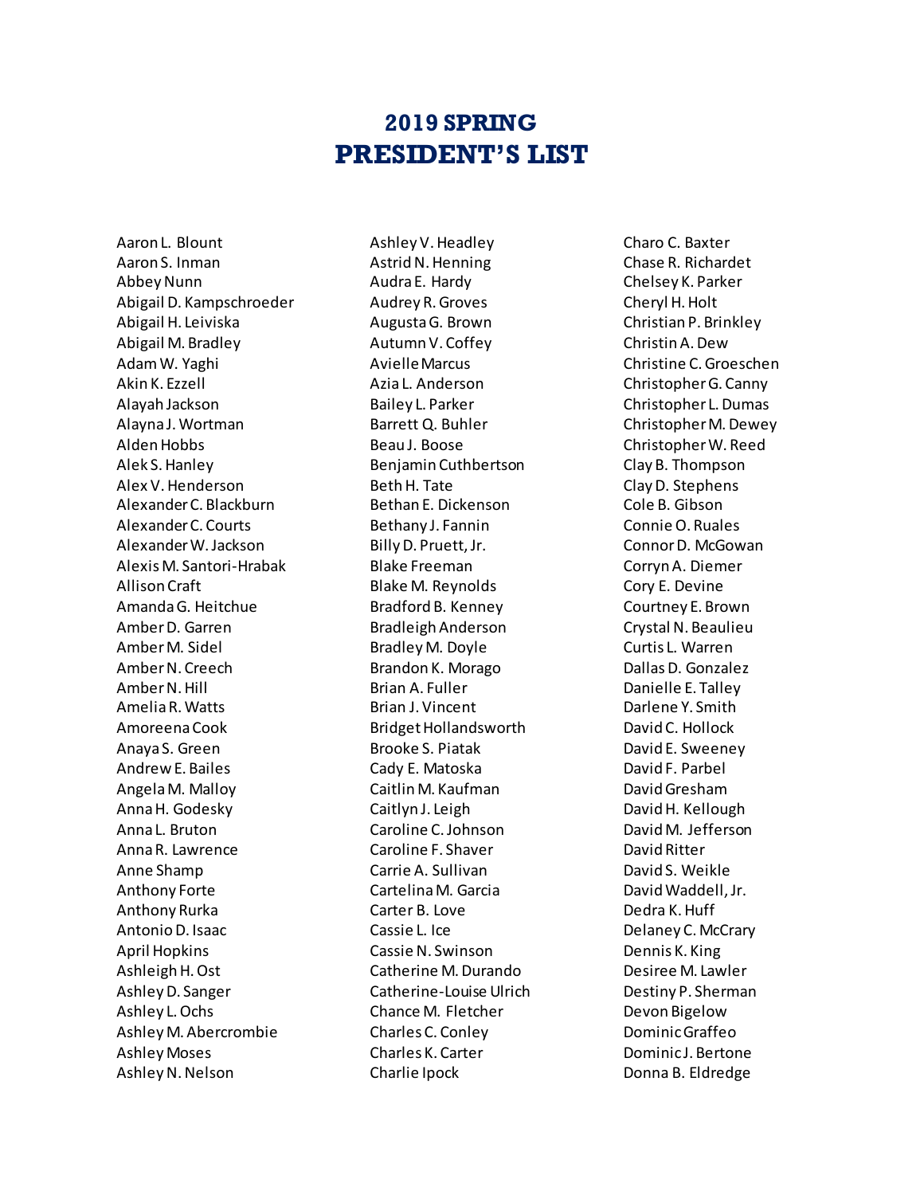# 2019 SPRING
# PRESIDENT'S LIST

Aaron L. Blount
Aaron S. Inman
Abbey Nunn
Abigail D. Kampschroeder
Abigail H. Leiviska
Abigail M. Bradley
Adam W. Yaghi
Akin K. Ezzell
Alayah Jackson
Alayna J. Wortman
Alden Hobbs
Alek S. Hanley
Alex V. Henderson
Alexander C. Blackburn
Alexander C. Courts
Alexander W. Jackson
Alexis M. Santori-Hrabak
Allison Craft
Amanda G. Heitchue
Amber D. Garren
Amber M. Sidel
Amber N. Creech
Amber N. Hill
Amelia R. Watts
Amoreena Cook
Anaya S. Green
Andrew E. Bailes
Angela M. Malloy
Anna H. Godesky
Anna L. Bruton
Anna R. Lawrence
Anne Shamp
Anthony Forte
Anthony Rurka
Antonio D. Isaac
April Hopkins
Ashleigh H. Ost
Ashley D. Sanger
Ashley L. Ochs
Ashley M. Abercrombie
Ashley Moses
Ashley N. Nelson
Ashley V. Headley
Astrid N. Henning
Audra E. Hardy
Audrey R. Groves
Augusta G. Brown
Autumn V. Coffey
Avielle Marcus
Azia L. Anderson
Bailey L. Parker
Barrett Q. Buhler
Beau J. Boose
Benjamin Cuthbertson
Beth H. Tate
Bethan E. Dickenson
Bethany J. Fannin
Billy D. Pruett, Jr.
Blake Freeman
Blake M. Reynolds
Bradford B. Kenney
Bradleigh Anderson
Bradley M. Doyle
Brandon K. Morago
Brian A. Fuller
Brian J. Vincent
Bridget Hollandsworth
Brooke S. Piatak
Cady E. Matoska
Caitlin M. Kaufman
Caitlyn J. Leigh
Caroline C. Johnson
Caroline F. Shaver
Carrie A. Sullivan
Cartelina M. Garcia
Carter B. Love
Cassie L. Ice
Cassie N. Swinson
Catherine M. Durando
Catherine-Louise Ulrich
Chance M. Fletcher
Charles C. Conley
Charles K. Carter
Charlie Ipock
Charo C. Baxter
Chase R. Richardet
Chelsey K. Parker
Cheryl H. Holt
Christian P. Brinkley
Christin A. Dew
Christine C. Groeschen
Christopher G. Canny
Christopher L. Dumas
Christopher M. Dewey
Christopher W. Reed
Clay B. Thompson
Clay D. Stephens
Cole B. Gibson
Connie O. Ruales
Connor D. McGowan
Corryn A. Diemer
Cory E. Devine
Courtney E. Brown
Crystal N. Beaulieu
Curtis L. Warren
Dallas D. Gonzalez
Danielle E. Talley
Darlene Y. Smith
David C. Hollock
David E. Sweeney
David F. Parbel
David Gresham
David H. Kellough
David M. Jefferson
David Ritter
David S. Weikle
David Waddell, Jr.
Dedra K. Huff
Delaney C. McCrary
Dennis K. King
Desiree M. Lawler
Destiny P. Sherman
Devon Bigelow
Dominic Graffeo
Dominic J. Bertone
Donna B. Eldredge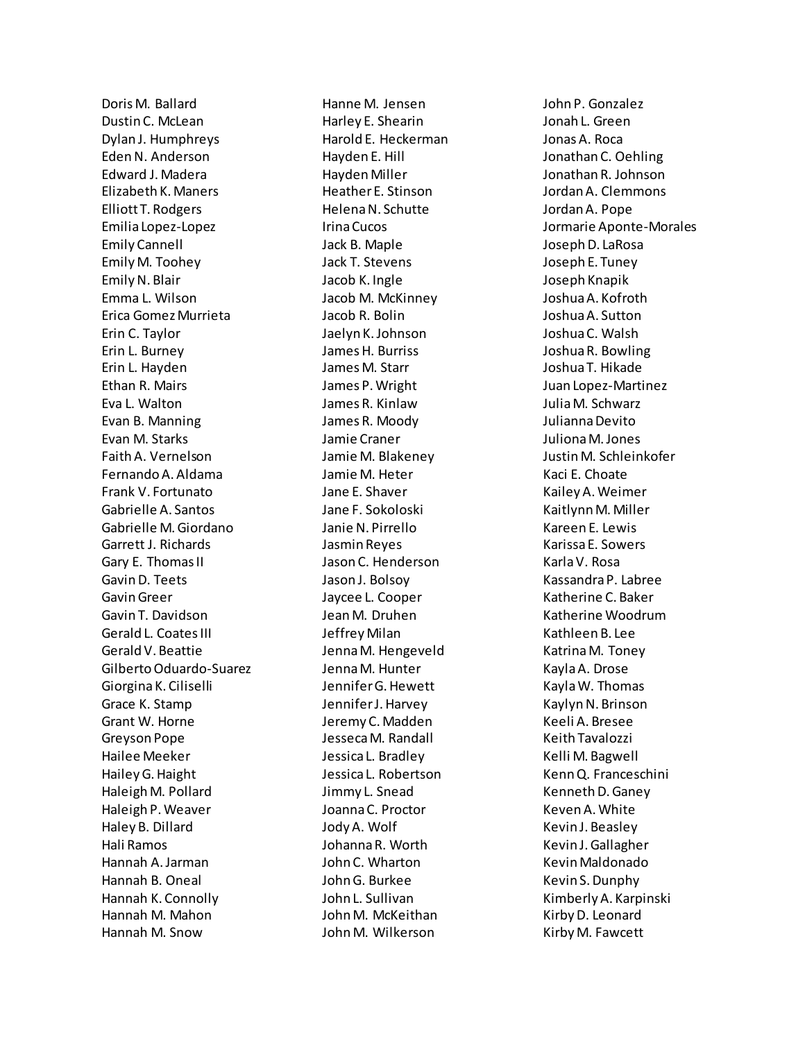Doris M. Ballard
Dustin C. McLean
Dylan J. Humphreys
Eden N. Anderson
Edward J. Madera
Elizabeth K. Maners
Elliott T. Rodgers
Emilia Lopez-Lopez
Emily Cannell
Emily M. Toohey
Emily N. Blair
Emma L. Wilson
Erica Gomez Murrieta
Erin C. Taylor
Erin L. Burney
Erin L. Hayden
Ethan R. Mairs
Eva L. Walton
Evan B. Manning
Evan M. Starks
Faith A. Vernelson
Fernando A. Aldama
Frank V. Fortunato
Gabrielle A. Santos
Gabrielle M. Giordano
Garrett J. Richards
Gary E. Thomas II
Gavin D. Teets
Gavin Greer
Gavin T. Davidson
Gerald L. Coates III
Gerald V. Beattie
Gilberto Oduardo-Suarez
Giorgina K. Ciliselli
Grace K. Stamp
Grant W. Horne
Greyson Pope
Hailee Meeker
Hailey G. Haight
Haleigh M. Pollard
Haleigh P. Weaver
Haley B. Dillard
Hali Ramos
Hannah A. Jarman
Hannah B. Oneal
Hannah K. Connolly
Hannah M. Mahon
Hannah M. Snow
Hanne M. Jensen
Harley E. Shearin
Harold E. Heckerman
Hayden E. Hill
Hayden Miller
Heather E. Stinson
Helena N. Schutte
Irina Cucos
Jack B. Maple
Jack T. Stevens
Jacob K. Ingle
Jacob M. McKinney
Jacob R. Bolin
Jaelyn K. Johnson
James H. Burriss
James M. Starr
James P. Wright
James R. Kinlaw
James R. Moody
Jamie Craner
Jamie M. Blakeney
Jamie M. Heter
Jane E. Shaver
Jane F. Sokoloski
Janie N. Pirrello
Jasmin Reyes
Jason C. Henderson
Jason J. Bolsoy
Jaycee L. Cooper
Jean M. Druhen
Jeffrey Milan
Jenna M. Hengeveld
Jenna M. Hunter
Jennifer G. Hewett
Jennifer J. Harvey
Jeremy C. Madden
Jesseca M. Randall
Jessica L. Bradley
Jessica L. Robertson
Jimmy L. Snead
Joanna C. Proctor
Jody A. Wolf
Johanna R. Worth
John C. Wharton
John G. Burkee
John L. Sullivan
John M. McKeithan
John M. Wilkerson
John P. Gonzalez
Jonah L. Green
Jonas A. Roca
Jonathan C. Oehling
Jonathan R. Johnson
Jordan A. Clemmons
Jordan A. Pope
Jormarie Aponte-Morales
Joseph D. LaRosa
Joseph E. Tuney
Joseph Knapik
Joshua A. Kofroth
Joshua A. Sutton
Joshua C. Walsh
Joshua R. Bowling
Joshua T. Hikade
Juan Lopez-Martinez
Julia M. Schwarz
Julianna Devito
Juliona M. Jones
Justin M. Schleinkofer
Kaci E. Choate
Kailey A. Weimer
Kaitlynn M. Miller
Kareen E. Lewis
Karissa E. Sowers
Karla V. Rosa
Kassandra P. Labree
Katherine C. Baker
Katherine Woodrum
Kathleen B. Lee
Katrina M. Toney
Kayla A. Drose
Kayla W. Thomas
Kaylyn N. Brinson
Keeli A. Bresee
Keith Tavalozzi
Kelli M. Bagwell
Kenn Q. Franceschini
Kenneth D. Ganey
Keven A. White
Kevin J. Beasley
Kevin J. Gallagher
Kevin Maldonado
Kevin S. Dunphy
Kimberly A. Karpinski
Kirby D. Leonard
Kirby M. Fawcett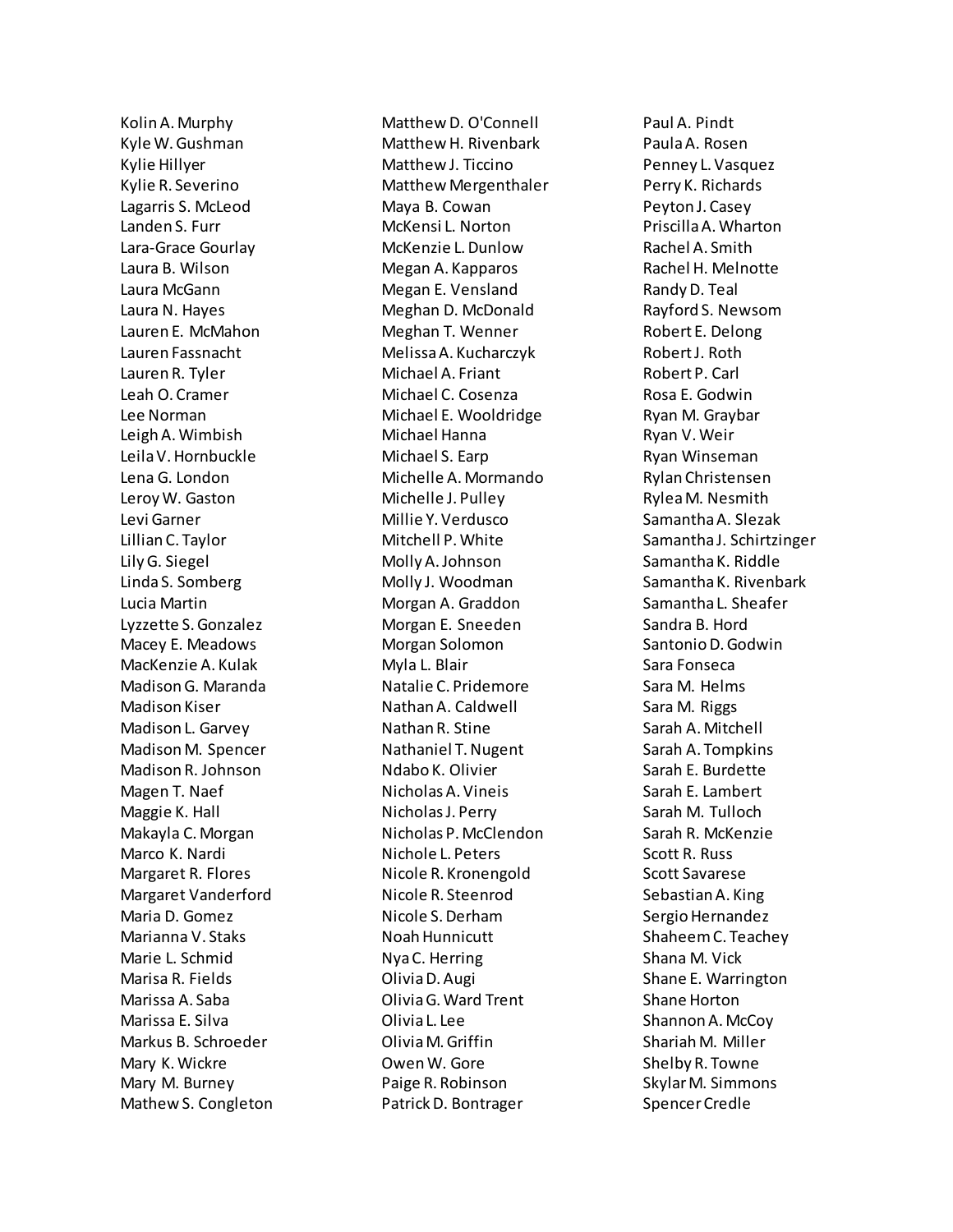Kolin A. Murphy
Kyle W. Gushman
Kylie Hillyer
Kylie R. Severino
Lagarris S. McLeod
Landen S. Furr
Lara-Grace Gourlay
Laura B. Wilson
Laura McGann
Laura N. Hayes
Lauren E. McMahon
Lauren Fassnacht
Lauren R. Tyler
Leah O. Cramer
Lee Norman
Leigh A. Wimbish
Leila V. Hornbuckle
Lena G. London
Leroy W. Gaston
Levi Garner
Lillian C. Taylor
Lily G. Siegel
Linda S. Somberg
Lucia Martin
Lyzzette S. Gonzalez
Macey E. Meadows
MacKenzie A. Kulak
Madison G. Maranda
Madison Kiser
Madison L. Garvey
Madison M. Spencer
Madison R. Johnson
Magen T. Naef
Maggie K. Hall
Makayla C. Morgan
Marco K. Nardi
Margaret R. Flores
Margaret Vanderford
Maria D. Gomez
Marianna V. Staks
Marie L. Schmid
Marisa R. Fields
Marissa A. Saba
Marissa E. Silva
Markus B. Schroeder
Mary K. Wickre
Mary M. Burney
Mathew S. Congleton
Matthew D. O'Connell
Matthew H. Rivenbark
Matthew J. Ticcino
Matthew Mergenthaler
Maya B. Cowan
McKensi L. Norton
McKenzie L. Dunlow
Megan A. Kapparos
Megan E. Vensland
Meghan D. McDonald
Meghan T. Wenner
Melissa A. Kucharczyk
Michael A. Friant
Michael C. Cosenza
Michael E. Wooldridge
Michael Hanna
Michael S. Earp
Michelle A. Mormando
Michelle J. Pulley
Millie Y. Verdusco
Mitchell P. White
Molly A. Johnson
Molly J. Woodman
Morgan A. Graddon
Morgan E. Sneeden
Morgan Solomon
Myla L. Blair
Natalie C. Pridemore
Nathan A. Caldwell
Nathan R. Stine
Nathaniel T. Nugent
Ndabo K. Olivier
Nicholas A. Vineis
Nicholas J. Perry
Nicholas P. McClendon
Nichole L. Peters
Nicole R. Kronengold
Nicole R. Steenrod
Nicole S. Derham
Noah Hunnicutt
Nya C. Herring
Olivia D. Augi
Olivia G. Ward Trent
Olivia L. Lee
Olivia M. Griffin
Owen W. Gore
Paige R. Robinson
Patrick D. Bontrager
Paul A. Pindt
Paula A. Rosen
Penney L. Vasquez
Perry K. Richards
Peyton J. Casey
Priscilla A. Wharton
Rachel A. Smith
Rachel H. Melnotte
Randy D. Teal
Rayford S. Newsom
Robert E. Delong
Robert J. Roth
Robert P. Carl
Rosa E. Godwin
Ryan M. Graybar
Ryan V. Weir
Ryan Winseman
Rylan Christensen
Rylea M. Nesmith
Samantha A. Slezak
Samantha J. Schirtzinger
Samantha K. Riddle
Samantha K. Rivenbark
Samantha L. Sheafer
Sandra B. Hord
Santonio D. Godwin
Sara Fonseca
Sara M. Helms
Sara M. Riggs
Sarah A. Mitchell
Sarah A. Tompkins
Sarah E. Burdette
Sarah E. Lambert
Sarah M. Tulloch
Sarah R. McKenzie
Scott R. Russ
Scott Savarese
Sebastian A. King
Sergio Hernandez
Shaheem C. Teachey
Shana M. Vick
Shane E. Warrington
Shane Horton
Shannon A. McCoy
Shariah M. Miller
Shelby R. Towne
Skylar M. Simmons
Spencer Credle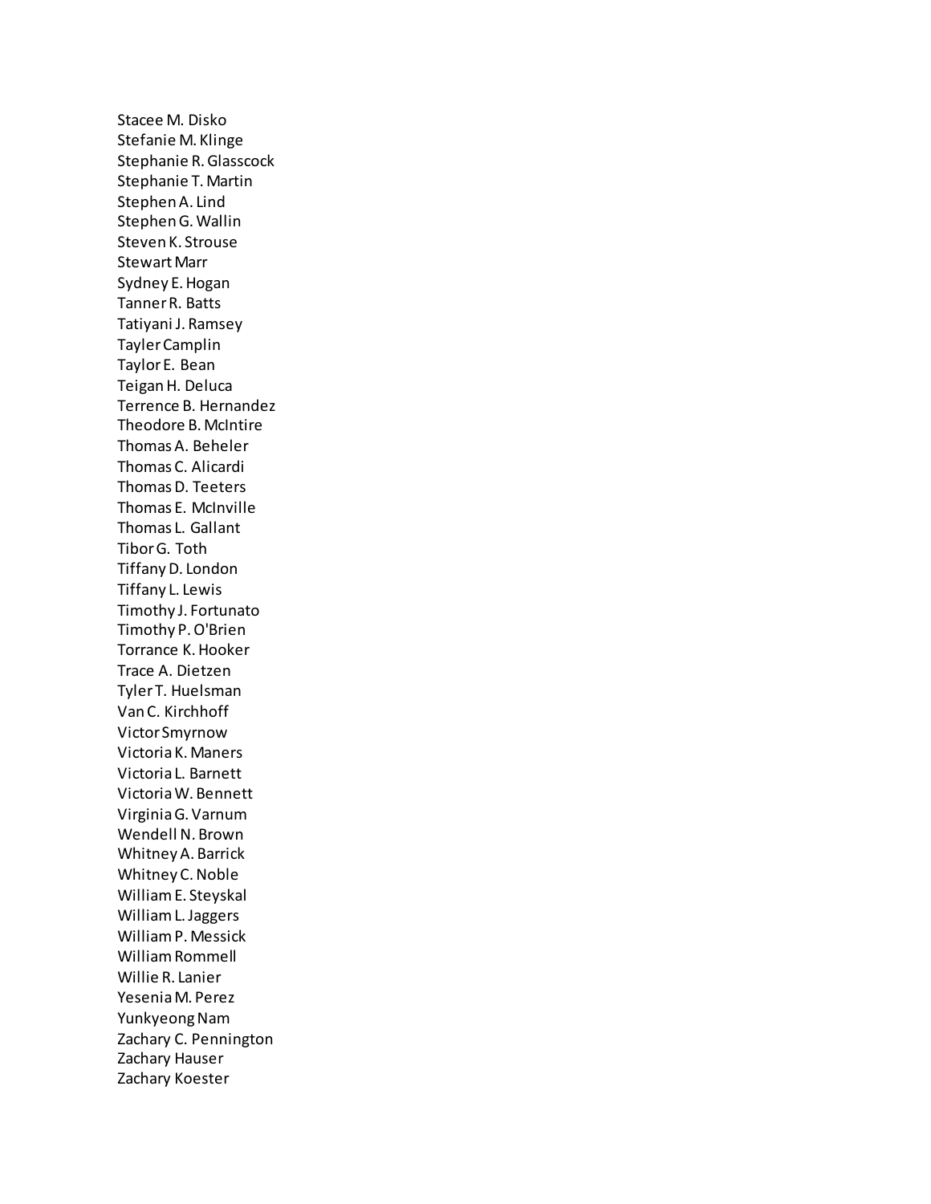Stacee M. Disko
Stefanie M. Klinge
Stephanie R. Glasscock
Stephanie T. Martin
Stephen A. Lind
Stephen G. Wallin
Steven K. Strouse
Stewart Marr
Sydney E. Hogan
Tanner R. Batts
Tatiyani J. Ramsey
Tayler Camplin
Taylor E. Bean
Teigan H. Deluca
Terrence B. Hernandez
Theodore B. McIntire
Thomas A. Beheler
Thomas C. Alicardi
Thomas D. Teeters
Thomas E. McInville
Thomas L. Gallant
Tibor G. Toth
Tiffany D. London
Tiffany L. Lewis
Timothy J. Fortunato
Timothy P. O'Brien
Torrance K. Hooker
Trace A. Dietzen
Tyler T. Huelsman
Van C. Kirchhoff
Victor Smyrnow
Victoria K. Maners
Victoria L. Barnett
Victoria W. Bennett
Virginia G. Varnum
Wendell N. Brown
Whitney A. Barrick
Whitney C. Noble
William E. Steyskal
William L. Jaggers
William P. Messick
William Rommell
Willie R. Lanier
Yesenia M. Perez
Yunkyeong Nam
Zachary C. Pennington
Zachary Hauser
Zachary Koester